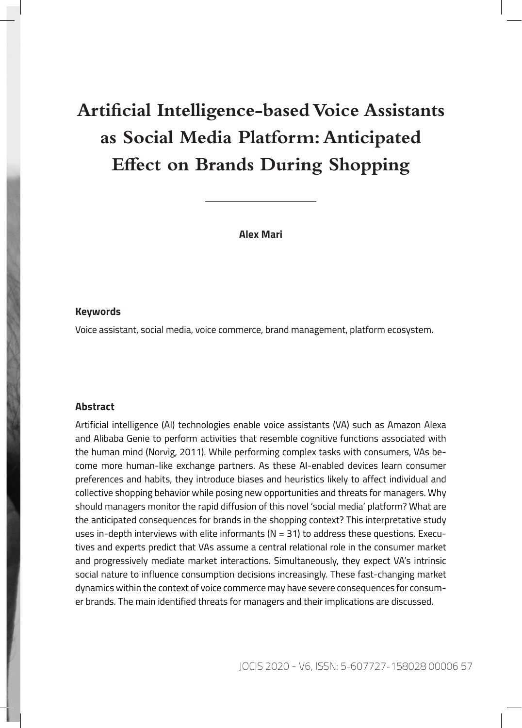# Artificial Intelligence-based Voice Assistants as Social Media Platform: Anticipated Effect on Brands During Shopping

**Alex Mari**

### Keywords

Voice assistant, social media, voice commerce, brand management, platform ecosystem.

### Abstract

Artificial intelligence (AI) technologies enable voice assistants (VA) such as Amazon Alexa and Alibaba Genie to perform activities that resemble cognitive functions associated with the human mind (Norvig, 2011). While performing complex tasks with consumers, VAs become more human-like exchange partners. As these AI-enabled devices learn consumer preferences and habits, they introduce biases and heuristics likely to affect individual and collective shopping behavior while posing new opportunities and threats for managers. Why should managers monitor the rapid diffusion of this novel 'social media' platform? What are the anticipated consequences for brands in the shopping context? This interpretative study uses in-depth interviews with elite informants (N = 31) to address these questions. Executives and experts predict that VAs assume a central relational role in the consumer market and progressively mediate market interactions. Simultaneously, they expect VA's intrinsic social nature to influence consumption decisions increasingly. These fast-changing market dynamics within the context of voice commerce may have severe consequences for consumer brands. The main identified threats for managers and their implications are discussed.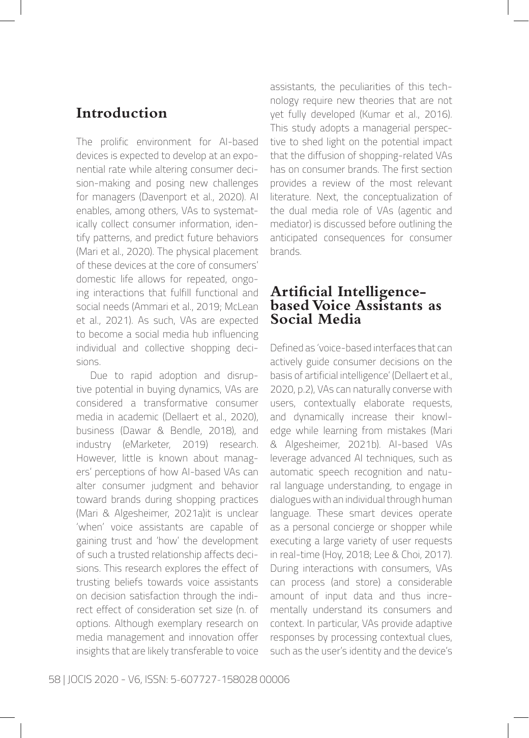## Introduction

The prolific environment for AI-based devices is expected to develop at an exponential rate while altering consumer decision-making and posing new challenges for managers (Davenport et al., 2020). AI enables, among others, VAs to systematically collect consumer information, identify patterns, and predict future behaviors (Mari et al., 2020). The physical placement of these devices at the core of consumers' domestic life allows for repeated, ongoing interactions that fulfill functional and social needs (Ammari et al., 2019; McLean et al., 2021). As such, VAs are expected to become a social media hub influencing individual and collective shopping decisions.

Due to rapid adoption and disruptive potential in buying dynamics, VAs are considered a transformative consumer media in academic (Dellaert et al., 2020), business (Dawar & Bendle, 2018), and industry (eMarketer, 2019) research. However, little is known about managers' perceptions of how AI-based VAs can alter consumer judgment and behavior toward brands during shopping practices (Mari & Algesheimer, 2021a)it is unclear 'when' voice assistants are capable of gaining trust and 'how' the development of such a trusted relationship affects decisions. This research explores the effect of trusting beliefs towards voice assistants on decision satisfaction through the indirect effect of consideration set size (n. of options. Although exemplary research on media management and innovation offer insights that are likely transferable to voice assistants, the peculiarities of this technology require new theories that are not yet fully developed (Kumar et al., 2016). This study adopts a managerial perspective to shed light on the potential impact that the diffusion of shopping-related VAs has on consumer brands. The first section provides a review of the most relevant literature. Next, the conceptualization of the dual media role of VAs (agentic and mediator) is discussed before outlining the anticipated consequences for consumer brands.

## Artificial Intelligence-based Voice Assistants as Social Media

Defined as 'voice-based interfaces that can actively guide consumer decisions on the basis of artificial intelligence' (Dellaert et al., 2020, p.2), VAs can naturally converse with users, contextually elaborate requests, and dynamically increase their knowledge while learning from mistakes (Mari & Algesheimer, 2021b). AI-based VAs leverage advanced AI techniques, such as automatic speech recognition and natural language understanding, to engage in dialogues with an individual through human language. These smart devices operate as a personal concierge or shopper while executing a large variety of user requests in real-time (Hoy, 2018; Lee & Choi, 2017). During interactions with consumers, VAs can process (and store) a considerable amount of input data and thus incrementally understand its consumers and context. In particular, VAs provide adaptive responses by processing contextual clues, such as the user's identity and the device's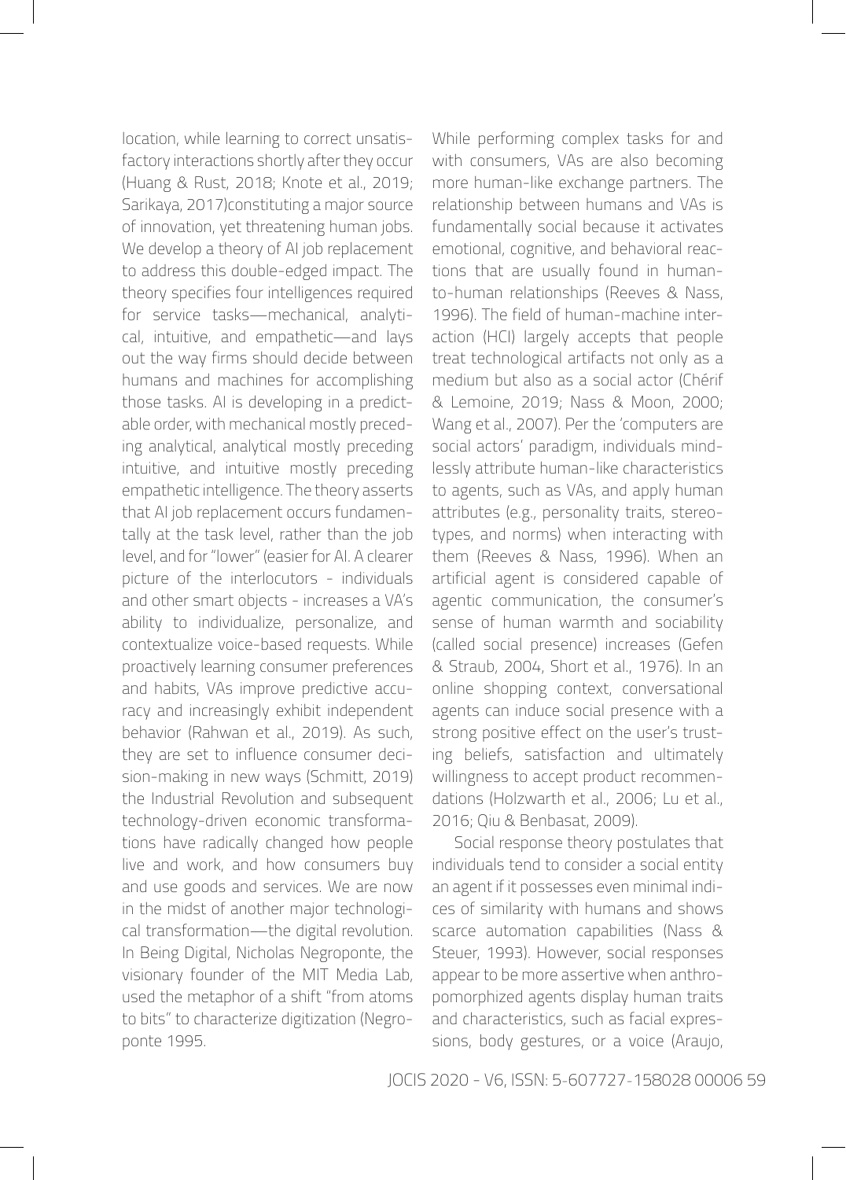location, while learning to correct unsatisfactory interactions shortly after they occur (Huang & Rust, 2018; Knote et al., 2019; Sarikaya, 2017)constituting a major source of innovation, yet threatening human jobs. We develop a theory of AI job replacement to address this double-edged impact. The theory specifies four intelligences required for service tasks—mechanical, analytical, intuitive, and empathetic—and lays out the way firms should decide between humans and machines for accomplishing those tasks. AI is developing in a predictable order, with mechanical mostly preceding analytical, analytical mostly preceding intuitive, and intuitive mostly preceding empathetic intelligence. The theory asserts that AI job replacement occurs fundamentally at the task level, rather than the job level, and for "lower" (easier for AI. A clearer picture of the interlocutors - individuals and other smart objects - increases a VA's ability to individualize, personalize, and contextualize voice-based requests. While proactively learning consumer preferences and habits, VAs improve predictive accuracy and increasingly exhibit independent behavior (Rahwan et al., 2019). As such, they are set to influence consumer decision-making in new ways (Schmitt, 2019) the Industrial Revolution and subsequent technology-driven economic transformations have radically changed how people live and work, and how consumers buy and use goods and services. We are now in the midst of another major technological transformation—the digital revolution. In Being Digital, Nicholas Negroponte, the visionary founder of the MIT Media Lab, used the metaphor of a shift "from atoms to bits" to characterize digitization (Negroponte 1995.

While performing complex tasks for and with consumers, VAs are also becoming more human-like exchange partners. The relationship between humans and VAs is fundamentally social because it activates emotional, cognitive, and behavioral reactions that are usually found in human-to-human relationships (Reeves & Nass, 1996). The field of human-machine interaction (HCI) largely accepts that people treat technological artifacts not only as a medium but also as a social actor (Chérif & Lemoine, 2019; Nass & Moon, 2000; Wang et al., 2007). Per the 'computers are social actors' paradigm, individuals mindlessly attribute human-like characteristics to agents, such as VAs, and apply human attributes (e.g., personality traits, stereotypes, and norms) when interacting with them (Reeves & Nass, 1996). When an artificial agent is considered capable of agentic communication, the consumer's sense of human warmth and sociability (called social presence) increases (Gefen & Straub, 2004, Short et al., 1976). In an online shopping context, conversational agents can induce social presence with a strong positive effect on the user's trusting beliefs, satisfaction and ultimately willingness to accept product recommendations (Holzwarth et al., 2006; Lu et al., 2016; Qiu & Benbasat, 2009).

Social response theory postulates that individuals tend to consider a social entity an agent if it possesses even minimal indices of similarity with humans and shows scarce automation capabilities (Nass & Steuer, 1993). However, social responses appear to be more assertive when anthropomorphized agents display human traits and characteristics, such as facial expressions, body gestures, or a voice (Araujo,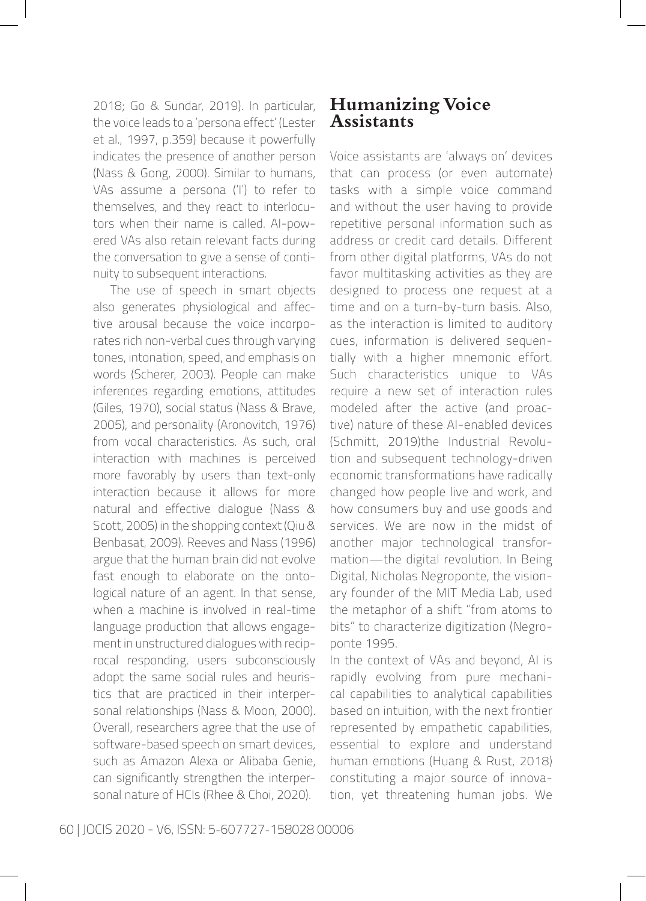2018; Go & Sundar, 2019). In particular, the voice leads to a 'persona effect' (Lester et al., 1997, p.359) because it powerfully indicates the presence of another person (Nass & Gong, 2000). Similar to humans, VAs assume a persona ('I') to refer to themselves, and they react to interlocutors when their name is called. AI-powered VAs also retain relevant facts during the conversation to give a sense of continuity to subsequent interactions.

The use of speech in smart objects also generates physiological and affective arousal because the voice incorporates rich non-verbal cues through varying tones, intonation, speed, and emphasis on words (Scherer, 2003). People can make inferences regarding emotions, attitudes (Giles, 1970), social status (Nass & Brave, 2005), and personality (Aronovitch, 1976) from vocal characteristics. As such, oral interaction with machines is perceived more favorably by users than text-only interaction because it allows for more natural and effective dialogue (Nass & Scott, 2005) in the shopping context (Qiu & Benbasat, 2009). Reeves and Nass (1996) argue that the human brain did not evolve fast enough to elaborate on the ontological nature of an agent. In that sense, when a machine is involved in real-time language production that allows engagement in unstructured dialogues with reciprocal responding, users subconsciously adopt the same social rules and heuristics that are practiced in their interpersonal relationships (Nass & Moon, 2000). Overall, researchers agree that the use of software-based speech on smart devices, such as Amazon Alexa or Alibaba Genie, can significantly strengthen the interpersonal nature of HCIs (Rhee & Choi, 2020).

## Humanizing Voice Assistants

Voice assistants are 'always on' devices that can process (or even automate) tasks with a simple voice command and without the user having to provide repetitive personal information such as address or credit card details. Different from other digital platforms, VAs do not favor multitasking activities as they are designed to process one request at a time and on a turn-by-turn basis. Also, as the interaction is limited to auditory cues, information is delivered sequentially with a higher mnemonic effort. Such characteristics unique to VAs require a new set of interaction rules modeled after the active (and proactive) nature of these AI-enabled devices (Schmitt, 2019)the Industrial Revolution and subsequent technology-driven economic transformations have radically changed how people live and work, and how consumers buy and use goods and services. We are now in the midst of another major technological transformation—the digital revolution. In Being Digital, Nicholas Negroponte, the visionary founder of the MIT Media Lab, used the metaphor of a shift "from atoms to bits" to characterize digitization (Negroponte 1995.

In the context of VAs and beyond, AI is rapidly evolving from pure mechanical capabilities to analytical capabilities based on intuition, with the next frontier represented by empathetic capabilities, essential to explore and understand human emotions (Huang & Rust, 2018) constituting a major source of innovation, yet threatening human jobs. We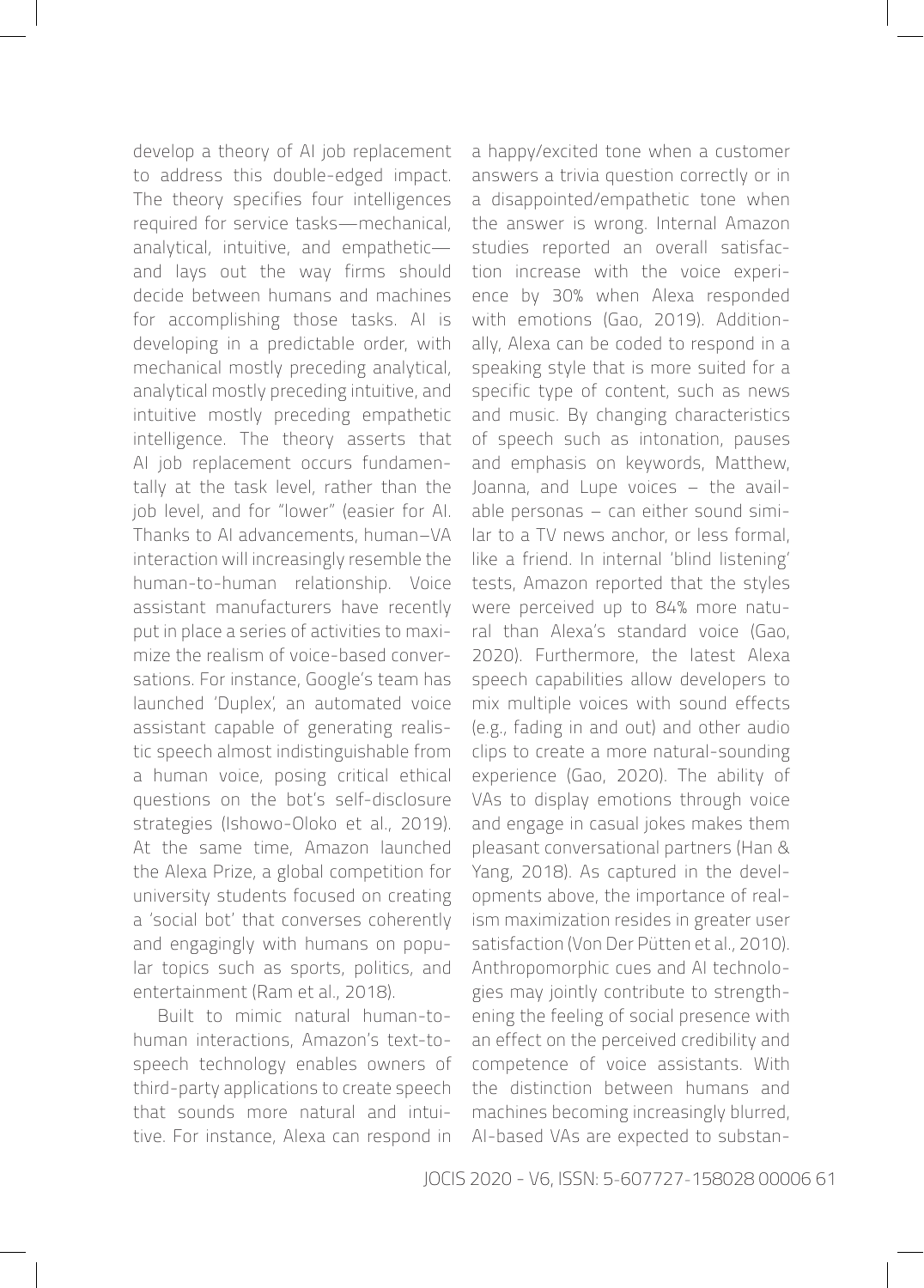develop a theory of AI job replacement to address this double-edged impact. The theory specifies four intelligences required for service tasks—mechanical, analytical, intuitive, and empathetic—and lays out the way firms should decide between humans and machines for accomplishing those tasks. AI is developing in a predictable order, with mechanical mostly preceding analytical, analytical mostly preceding intuitive, and intuitive mostly preceding empathetic intelligence. The theory asserts that AI job replacement occurs fundamentally at the task level, rather than the job level, and for "lower" (easier for AI. Thanks to AI advancements, human–VA interaction will increasingly resemble the human-to-human relationship. Voice assistant manufacturers have recently put in place a series of activities to maximize the realism of voice-based conversations. For instance, Google's team has launched 'Duplex', an automated voice assistant capable of generating realistic speech almost indistinguishable from a human voice, posing critical ethical questions on the bot's self-disclosure strategies (Ishowo-Oloko et al., 2019). At the same time, Amazon launched the Alexa Prize, a global competition for university students focused on creating a 'social bot' that converses coherently and engagingly with humans on popular topics such as sports, politics, and entertainment (Ram et al., 2018).

Built to mimic natural human-to-human interactions, Amazon's text-to-speech technology enables owners of third-party applications to create speech that sounds more natural and intuitive. For instance, Alexa can respond in a happy/excited tone when a customer answers a trivia question correctly or in a disappointed/empathetic tone when the answer is wrong. Internal Amazon studies reported an overall satisfaction increase with the voice experience by 30% when Alexa responded with emotions (Gao, 2019). Additionally, Alexa can be coded to respond in a speaking style that is more suited for a specific type of content, such as news and music. By changing characteristics of speech such as intonation, pauses and emphasis on keywords, Matthew, Joanna, and Lupe voices – the available personas – can either sound similar to a TV news anchor, or less formal, like a friend. In internal 'blind listening' tests, Amazon reported that the styles were perceived up to 84% more natural than Alexa's standard voice (Gao, 2020). Furthermore, the latest Alexa speech capabilities allow developers to mix multiple voices with sound effects (e.g., fading in and out) and other audio clips to create a more natural-sounding experience (Gao, 2020). The ability of VAs to display emotions through voice and engage in casual jokes makes them pleasant conversational partners (Han & Yang, 2018). As captured in the developments above, the importance of realism maximization resides in greater user satisfaction (Von Der Pütten et al., 2010). Anthropomorphic cues and AI technologies may jointly contribute to strengthening the feeling of social presence with an effect on the perceived credibility and competence of voice assistants. With the distinction between humans and machines becoming increasingly blurred, AI-based VAs are expected to substan-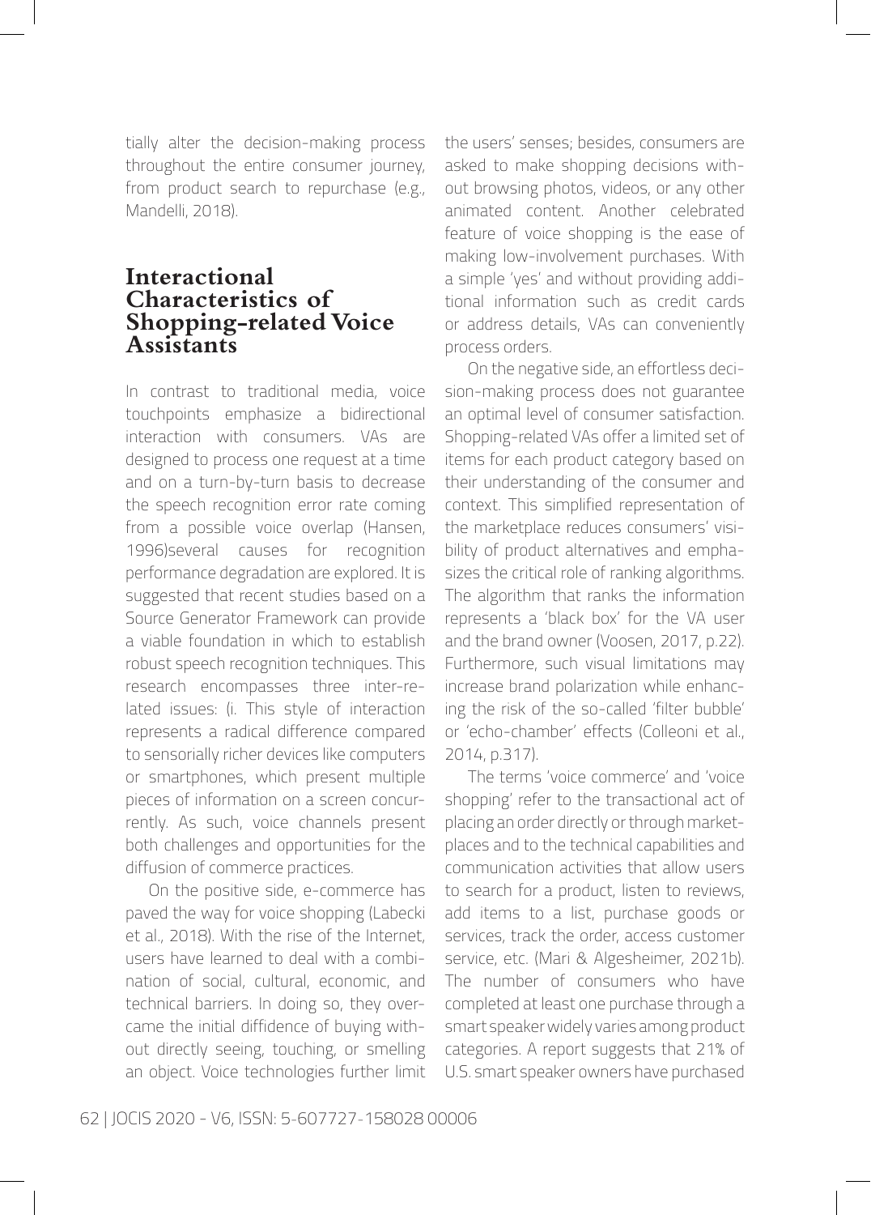tially alter the decision-making process throughout the entire consumer journey, from product search to repurchase (e.g., Mandelli, 2018).

## Interactional Characteristics of Shopping-related Voice Assistants

In contrast to traditional media, voice touchpoints emphasize a bidirectional interaction with consumers. VAs are designed to process one request at a time and on a turn-by-turn basis to decrease the speech recognition error rate coming from a possible voice overlap (Hansen, 1996)several causes for recognition performance degradation are explored. It is suggested that recent studies based on a Source Generator Framework can provide a viable foundation in which to establish robust speech recognition techniques. This research encompasses three inter-related issues: (i. This style of interaction represents a radical difference compared to sensorially richer devices like computers or smartphones, which present multiple pieces of information on a screen concurrently. As such, voice channels present both challenges and opportunities for the diffusion of commerce practices.

On the positive side, e-commerce has paved the way for voice shopping (Labecki et al., 2018). With the rise of the Internet, users have learned to deal with a combination of social, cultural, economic, and technical barriers. In doing so, they overcame the initial diffidence of buying without directly seeing, touching, or smelling an object. Voice technologies further limit the users' senses; besides, consumers are asked to make shopping decisions without browsing photos, videos, or any other animated content. Another celebrated feature of voice shopping is the ease of making low-involvement purchases. With a simple 'yes' and without providing additional information such as credit cards or address details, VAs can conveniently process orders.

On the negative side, an effortless decision-making process does not guarantee an optimal level of consumer satisfaction. Shopping-related VAs offer a limited set of items for each product category based on their understanding of the consumer and context. This simplified representation of the marketplace reduces consumers' visibility of product alternatives and emphasizes the critical role of ranking algorithms. The algorithm that ranks the information represents a 'black box' for the VA user and the brand owner (Voosen, 2017, p.22). Furthermore, such visual limitations may increase brand polarization while enhancing the risk of the so-called 'filter bubble' or 'echo-chamber' effects (Colleoni et al., 2014, p.317).

The terms 'voice commerce' and 'voice shopping' refer to the transactional act of placing an order directly or through marketplaces and to the technical capabilities and communication activities that allow users to search for a product, listen to reviews, add items to a list, purchase goods or services, track the order, access customer service, etc. (Mari & Algesheimer, 2021b). The number of consumers who have completed at least one purchase through a smart speaker widely varies among product categories. A report suggests that 21% of U.S. smart speaker owners have purchased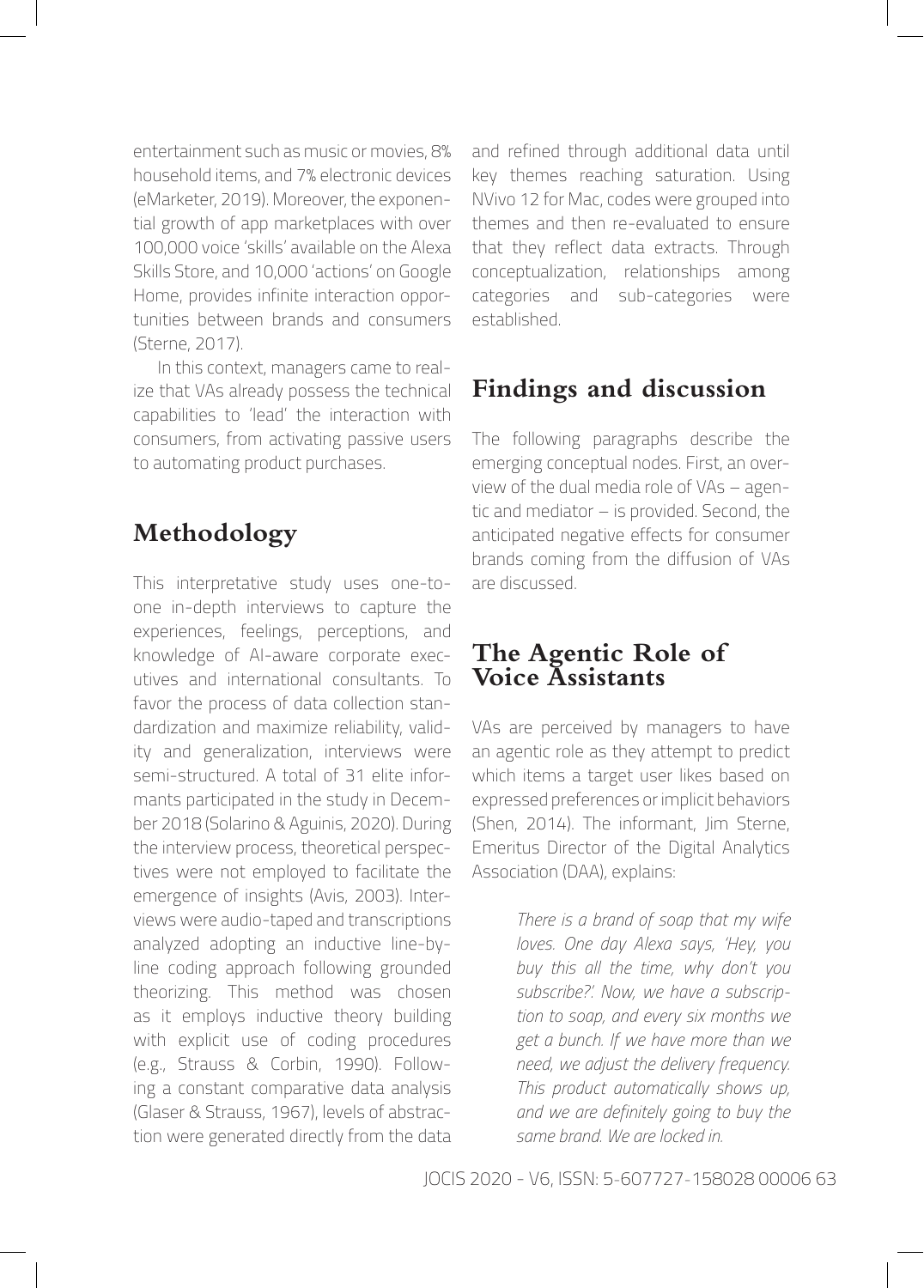entertainment such as music or movies, 8% household items, and 7% electronic devices (eMarketer, 2019). Moreover, the exponential growth of app marketplaces with over 100,000 voice 'skills' available on the Alexa Skills Store, and 10,000 'actions' on Google Home, provides infinite interaction opportunities between brands and consumers (Sterne, 2017).

In this context, managers came to realize that VAs already possess the technical capabilities to 'lead' the interaction with consumers, from activating passive users to automating product purchases.

## Methodology

This interpretative study uses one-to-one in-depth interviews to capture the experiences, feelings, perceptions, and knowledge of AI-aware corporate executives and international consultants. To favor the process of data collection standardization and maximize reliability, validity and generalization, interviews were semi-structured. A total of 31 elite informants participated in the study in December 2018 (Solarino & Aguinis, 2020). During the interview process, theoretical perspectives were not employed to facilitate the emergence of insights (Avis, 2003). Interviews were audio-taped and transcriptions analyzed adopting an inductive line-by-line coding approach following grounded theorizing. This method was chosen as it employs inductive theory building with explicit use of coding procedures (e.g., Strauss & Corbin, 1990). Following a constant comparative data analysis (Glaser & Strauss, 1967), levels of abstraction were generated directly from the data and refined through additional data until key themes reaching saturation. Using NVivo 12 for Mac, codes were grouped into themes and then re-evaluated to ensure that they reflect data extracts. Through conceptualization, relationships among categories and sub-categories were established.

## Findings and discussion

The following paragraphs describe the emerging conceptual nodes. First, an overview of the dual media role of VAs – agentic and mediator – is provided. Second, the anticipated negative effects for consumer brands coming from the diffusion of VAs are discussed.

## The Agentic Role of Voice Assistants

VAs are perceived by managers to have an agentic role as they attempt to predict which items a target user likes based on expressed preferences or implicit behaviors (Shen, 2014). The informant, Jim Sterne, Emeritus Director of the Digital Analytics Association (DAA), explains:

> *There is a brand of soap that my wife loves. One day Alexa says, 'Hey, you buy this all the time, why don't you subscribe?'. Now, we have a subscription to soap, and every six months we get a bunch. If we have more than we need, we adjust the delivery frequency. This product automatically shows up, and we are definitely going to buy the same brand. We are locked in.*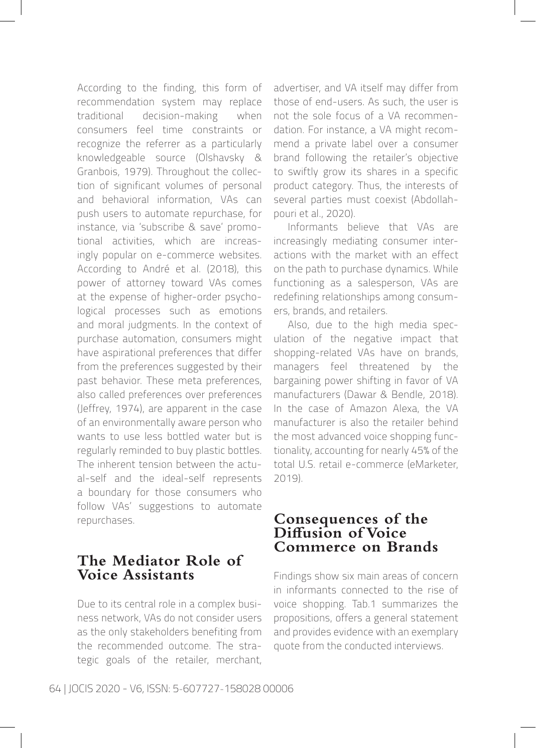According to the finding, this form of recommendation system may replace traditional decision-making when consumers feel time constraints or recognize the referrer as a particularly knowledgeable source (Olshavsky & Granbois, 1979). Throughout the collection of significant volumes of personal and behavioral information, VAs can push users to automate repurchase, for instance, via 'subscribe & save' promotional activities, which are increasingly popular on e-commerce websites. According to André et al. (2018), this power of attorney toward VAs comes at the expense of higher-order psychological processes such as emotions and moral judgments. In the context of purchase automation, consumers might have aspirational preferences that differ from the preferences suggested by their past behavior. These meta preferences, also called preferences over preferences (Jeffrey, 1974), are apparent in the case of an environmentally aware person who wants to use less bottled water but is regularly reminded to buy plastic bottles. The inherent tension between the actual-self and the ideal-self represents a boundary for those consumers who follow VAs' suggestions to automate repurchases.

## The Mediator Role of Voice Assistants

Due to its central role in a complex business network, VAs do not consider users as the only stakeholders benefiting from the recommended outcome. The strategic goals of the retailer, merchant, advertiser, and VA itself may differ from those of end-users. As such, the user is not the sole focus of a VA recommendation. For instance, a VA might recommend a private label over a consumer brand following the retailer's objective to swiftly grow its shares in a specific product category. Thus, the interests of several parties must coexist (Abdollahpouri et al., 2020).

Informants believe that VAs are increasingly mediating consumer interactions with the market with an effect on the path to purchase dynamics. While functioning as a salesperson, VAs are redefining relationships among consumers, brands, and retailers.

Also, due to the high media speculation of the negative impact that shopping-related VAs have on brands, managers feel threatened by the bargaining power shifting in favor of VA manufacturers (Dawar & Bendle, 2018). In the case of Amazon Alexa, the VA manufacturer is also the retailer behind the most advanced voice shopping functionality, accounting for nearly 45% of the total U.S. retail e-commerce (eMarketer, 2019).

## Consequences of the Diffusion of Voice Commerce on Brands

Findings show six main areas of concern in informants connected to the rise of voice shopping. Tab.1 summarizes the propositions, offers a general statement and provides evidence with an exemplary quote from the conducted interviews.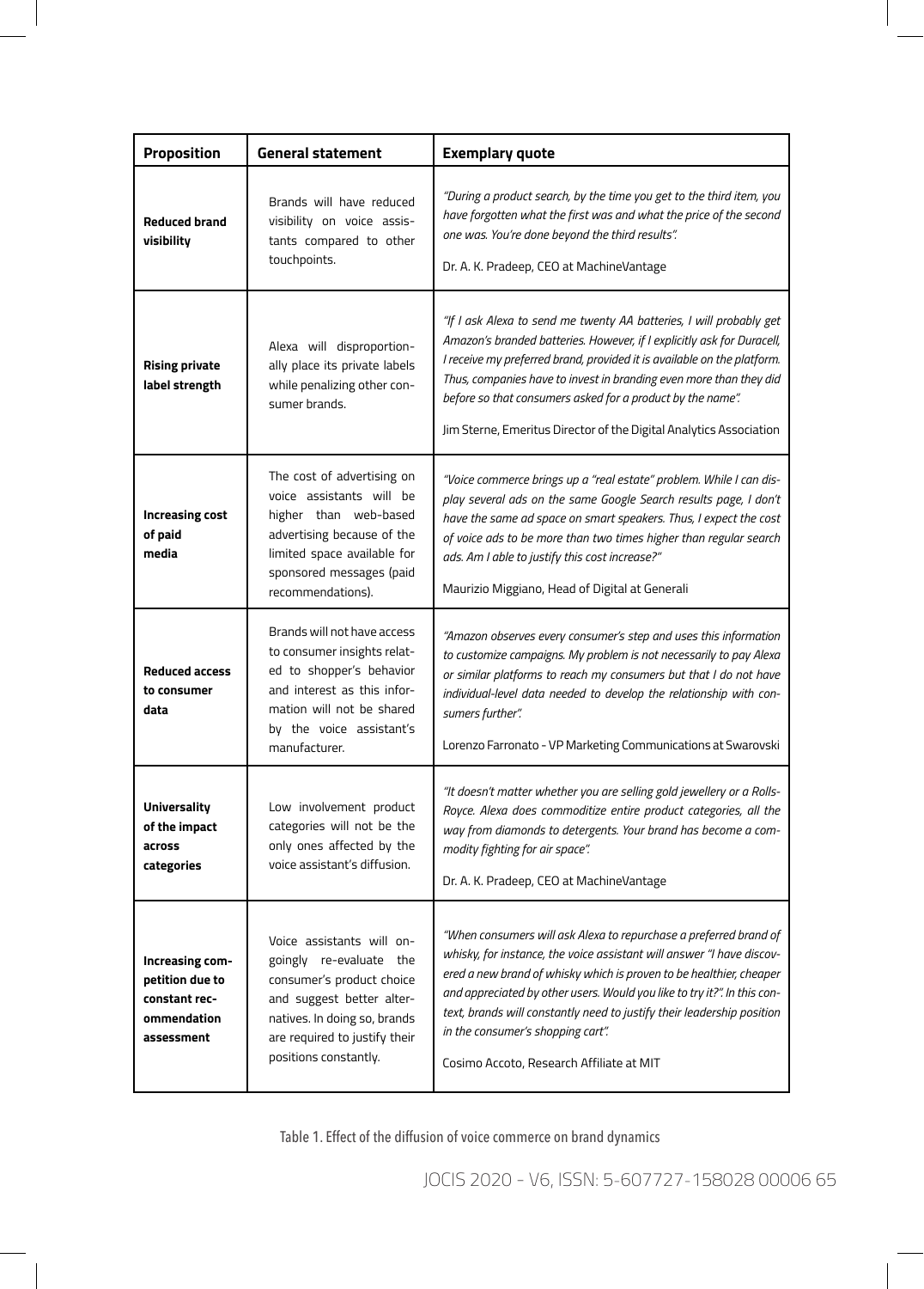| Proposition | General statement | Exemplary quote |
|---|---|---|
| **Reduced brand visibility** | Brands will have reduced visibility on voice assistants compared to other touchpoints. | *"During a product search, by the time you get to the third item, you have forgotten what the first was and what the price of the second one was. You're done beyond the third results".* Dr. A. K. Pradeep, CEO at MachineVantage |
| **Rising private label strength** | Alexa will disproportionally place its private labels while penalizing other consumer brands. | *"If I ask Alexa to send me twenty AA batteries, I will probably get Amazon's branded batteries. However, if I explicitly ask for Duracell, I receive my preferred brand, provided it is available on the platform. Thus, companies have to invest in branding even more than they did before so that consumers asked for a product by the name".* Jim Sterne, Emeritus Director of the Digital Analytics Association |
| **Increasing cost of paid media** | The cost of advertising on voice assistants will be higher than web-based advertising because of the limited space available for sponsored messages (paid recommendations). | *"Voice commerce brings up a "real estate" problem. While I can display several ads on the same Google Search results page, I don't have the same ad space on smart speakers. Thus, I expect the cost of voice ads to be more than two times higher than regular search ads. Am I able to justify this cost increase?"* Maurizio Miggiano, Head of Digital at Generali |
| **Reduced access to consumer data** | Brands will not have access to consumer insights related to shopper's behavior and interest as this information will not be shared by the voice assistant's manufacturer. | *"Amazon observes every consumer's step and uses this information to customize campaigns. My problem is not necessarily to pay Alexa or similar platforms to reach my consumers but that I do not have individual-level data needed to develop the relationship with consumers further".* Lorenzo Farronato - VP Marketing Communications at Swarovski |
| **Universality of the impact across categories** | Low involvement product categories will not be the only ones affected by the voice assistant's diffusion. | *"It doesn't matter whether you are selling gold jewellery or a Rolls-Royce. Alexa does commoditize entire product categories, all the way from diamonds to detergents. Your brand has become a commodity fighting for air space".* Dr. A. K. Pradeep, CEO at MachineVantage |
| **Increasing competition due to constant recommendation assessment** | Voice assistants will ongoingly re-evaluate the consumer's product choice and suggest better alternatives. In doing so, brands are required to justify their positions constantly. | *"When consumers will ask Alexa to repurchase a preferred brand of whisky, for instance, the voice assistant will answer "I have discovered a new brand of whisky which is proven to be healthier, cheaper and appreciated by other users. Would you like to try it?". In this context, brands will constantly need to justify their leadership position in the consumer's shopping cart".* Cosimo Accoto, Research Affiliate at MIT |

Table 1. Effect of the diffusion of voice commerce on brand dynamics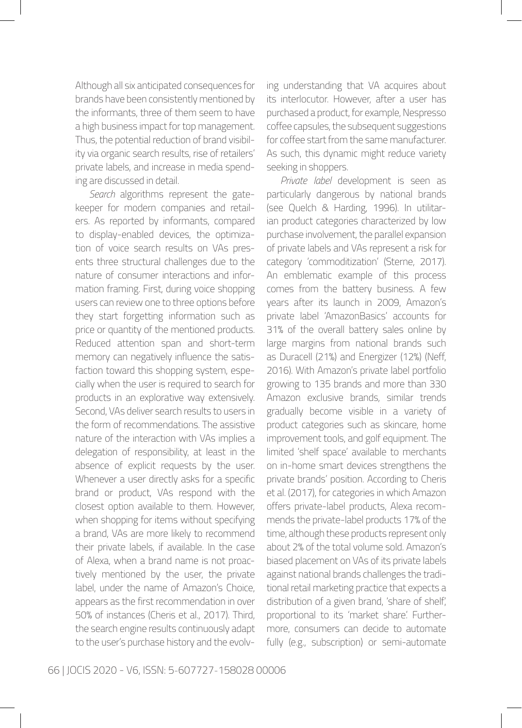Although all six anticipated consequences for brands have been consistently mentioned by the informants, three of them seem to have a high business impact for top management. Thus, the potential reduction of brand visibility via organic search results, rise of retailers' private labels, and increase in media spending are discussed in detail.

*Search* algorithms represent the gatekeeper for modern companies and retailers. As reported by informants, compared to display-enabled devices, the optimization of voice search results on VAs presents three structural challenges due to the nature of consumer interactions and information framing. First, during voice shopping users can review one to three options before they start forgetting information such as price or quantity of the mentioned products. Reduced attention span and short-term memory can negatively influence the satisfaction toward this shopping system, especially when the user is required to search for products in an explorative way extensively. Second, VAs deliver search results to users in the form of recommendations. The assistive nature of the interaction with VAs implies a delegation of responsibility, at least in the absence of explicit requests by the user. Whenever a user directly asks for a specific brand or product, VAs respond with the closest option available to them. However, when shopping for items without specifying a brand, VAs are more likely to recommend their private labels, if available. In the case of Alexa, when a brand name is not proactively mentioned by the user, the private label, under the name of Amazon's Choice, appears as the first recommendation in over 50% of instances (Cheris et al., 2017). Third, the search engine results continuously adapt to the user's purchase history and the evolving understanding that VA acquires about its interlocutor. However, after a user has purchased a product, for example, Nespresso coffee capsules, the subsequent suggestions for coffee start from the same manufacturer. As such, this dynamic might reduce variety seeking in shoppers.

*Private label* development is seen as particularly dangerous by national brands (see Quelch & Harding, 1996). In utilitarian product categories characterized by low purchase involvement, the parallel expansion of private labels and VAs represent a risk for category 'commoditization' (Sterne, 2017). An emblematic example of this process comes from the battery business. A few years after its launch in 2009, Amazon's private label 'AmazonBasics' accounts for 31% of the overall battery sales online by large margins from national brands such as Duracell (21%) and Energizer (12%) (Neff, 2016). With Amazon's private label portfolio growing to 135 brands and more than 330 Amazon exclusive brands, similar trends gradually become visible in a variety of product categories such as skincare, home improvement tools, and golf equipment. The limited 'shelf space' available to merchants on in-home smart devices strengthens the private brands' position. According to Cheris et al. (2017), for categories in which Amazon offers private-label products, Alexa recommends the private-label products 17% of the time, although these products represent only about 2% of the total volume sold. Amazon's biased placement on VAs of its private labels against national brands challenges the traditional retail marketing practice that expects a distribution of a given brand, 'share of shelf', proportional to its 'market share.' Furthermore, consumers can decide to automate fully (e.g., subscription) or semi-automate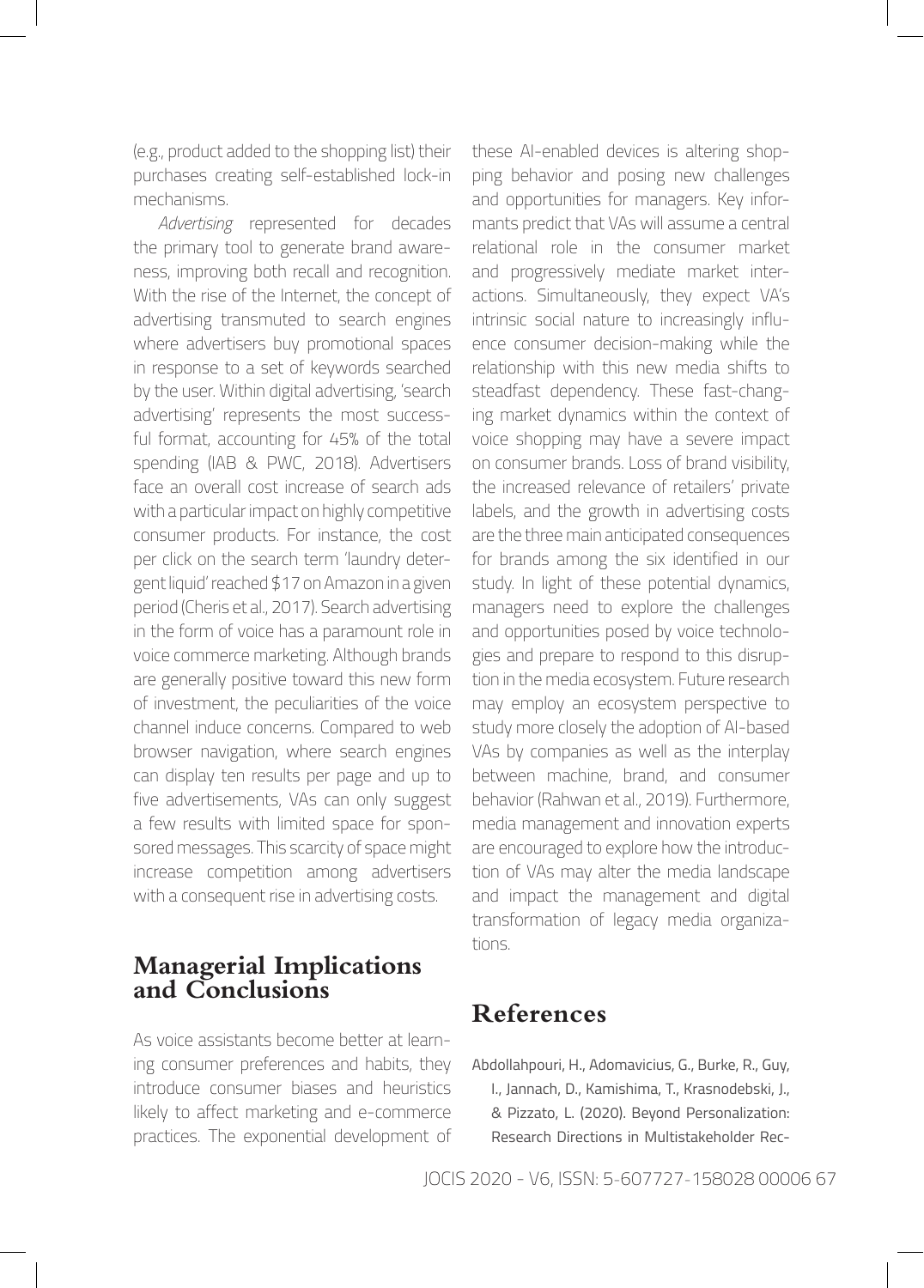(e.g., product added to the shopping list) their purchases creating self-established lock-in mechanisms.

*Advertising* represented for decades the primary tool to generate brand awareness, improving both recall and recognition. With the rise of the Internet, the concept of advertising transmuted to search engines where advertisers buy promotional spaces in response to a set of keywords searched by the user. Within digital advertising, 'search advertising' represents the most successful format, accounting for 45% of the total spending (IAB & PWC, 2018). Advertisers face an overall cost increase of search ads with a particular impact on highly competitive consumer products. For instance, the cost per click on the search term 'laundry detergent liquid' reached $17 on Amazon in a given period (Cheris et al., 2017). Search advertising in the form of voice has a paramount role in voice commerce marketing. Although brands are generally positive toward this new form of investment, the peculiarities of the voice channel induce concerns. Compared to web browser navigation, where search engines can display ten results per page and up to five advertisements, VAs can only suggest a few results with limited space for sponsored messages. This scarcity of space might increase competition among advertisers with a consequent rise in advertising costs.

## Managerial Implications and Conclusions

As voice assistants become better at learning consumer preferences and habits, they introduce consumer biases and heuristics likely to affect marketing and e-commerce practices. The exponential development of these AI-enabled devices is altering shopping behavior and posing new challenges and opportunities for managers. Key informants predict that VAs will assume a central relational role in the consumer market and progressively mediate market interactions. Simultaneously, they expect VA's intrinsic social nature to increasingly influence consumer decision-making while the relationship with this new media shifts to steadfast dependency. These fast-changing market dynamics within the context of voice shopping may have a severe impact on consumer brands. Loss of brand visibility, the increased relevance of retailers' private labels, and the growth in advertising costs are the three main anticipated consequences for brands among the six identified in our study. In light of these potential dynamics, managers need to explore the challenges and opportunities posed by voice technologies and prepare to respond to this disruption in the media ecosystem. Future research may employ an ecosystem perspective to study more closely the adoption of AI-based VAs by companies as well as the interplay between machine, brand, and consumer behavior (Rahwan et al., 2019). Furthermore, media management and innovation experts are encouraged to explore how the introduction of VAs may alter the media landscape and impact the management and digital transformation of legacy media organizations.

## References

Abdollahpouri, H., Adomavicius, G., Burke, R., Guy, I., Jannach, D., Kamishima, T., Krasnodebski, J., & Pizzato, L. (2020). Beyond Personalization: Research Directions in Multistakeholder Rec-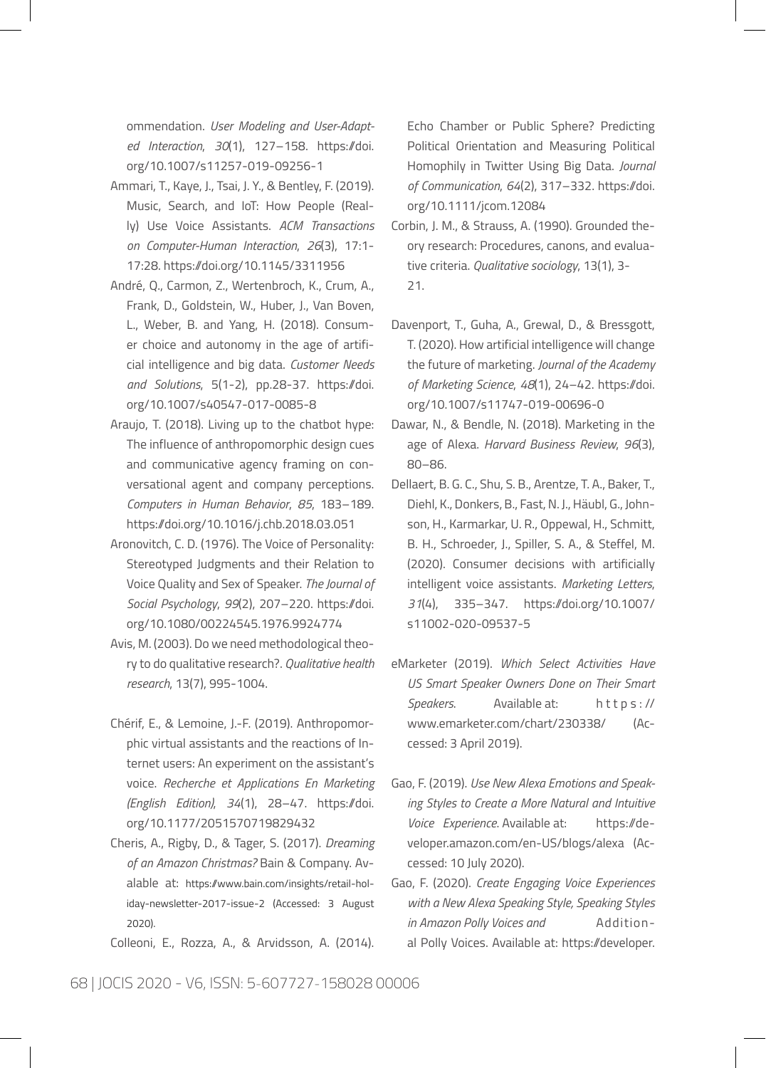ommendation. *User Modeling and User-Adapted Interaction*, *30*(1), 127–158. https://doi.org/10.1007/s11257-019-09256-1

Ammari, T., Kaye, J., Tsai, J. Y., & Bentley, F. (2019). Music, Search, and IoT: How People (Really) Use Voice Assistants. *ACM Transactions on Computer-Human Interaction*, *26*(3), 17:1-17:28. https://doi.org/10.1145/3311956

André, Q., Carmon, Z., Wertenbroch, K., Crum, A., Frank, D., Goldstein, W., Huber, J., Van Boven, L., Weber, B. and Yang, H. (2018). Consumer choice and autonomy in the age of artificial intelligence and big data. *Customer Needs and Solutions*, 5(1-2), pp.28-37. https://doi.org/10.1007/s40547-017-0085-8

Araujo, T. (2018). Living up to the chatbot hype: The influence of anthropomorphic design cues and communicative agency framing on conversational agent and company perceptions. *Computers in Human Behavior*, *85*, 183–189. https://doi.org/10.1016/j.chb.2018.03.051

Aronovitch, C. D. (1976). The Voice of Personality: Stereotyped Judgments and their Relation to Voice Quality and Sex of Speaker. *The Journal of Social Psychology*, *99*(2), 207–220. https://doi.org/10.1080/00224545.1976.9924774

Avis, M. (2003). Do we need methodological theory to do qualitative research?. *Qualitative health research*, 13(7), 995-1004.

Chérif, E., & Lemoine, J.-F. (2019). Anthropomorphic virtual assistants and the reactions of Internet users: An experiment on the assistant's voice. *Recherche et Applications En Marketing (English Edition)*, *34*(1), 28–47. https://doi.org/10.1177/2051570719829432

Cheris, A., Rigby, D., & Tager, S. (2017). *Dreaming of an Amazon Christmas?* Bain & Company. Available at: https://www.bain.com/insights/retail-holiday-newsletter-2017-issue-2 (Accessed: 3 August 2020).

Colleoni, E., Rozza, A., & Arvidsson, A. (2014). Echo Chamber or Public Sphere? Predicting Political Orientation and Measuring Political Homophily in Twitter Using Big Data. *Journal of Communication*, *64*(2), 317–332. https://doi.org/10.1111/jcom.12084

Corbin, J. M., & Strauss, A. (1990). Grounded theory research: Procedures, canons, and evaluative criteria. *Qualitative sociology*, 13(1), 3-21.

Davenport, T., Guha, A., Grewal, D., & Bressgott, T. (2020). How artificial intelligence will change the future of marketing. *Journal of the Academy of Marketing Science*, *48*(1), 24–42. https://doi.org/10.1007/s11747-019-00696-0

Dawar, N., & Bendle, N. (2018). Marketing in the age of Alexa. *Harvard Business Review*, *96*(3), 80–86.

Dellaert, B. G. C., Shu, S. B., Arentze, T. A., Baker, T., Diehl, K., Donkers, B., Fast, N. J., Häubl, G., Johnson, H., Karmarkar, U. R., Oppewal, H., Schmitt, B. H., Schroeder, J., Spiller, S. A., & Steffel, M. (2020). Consumer decisions with artificially intelligent voice assistants. *Marketing Letters*, *31*(4), 335–347. https://doi.org/10.1007/s11002-020-09537-5

eMarketer (2019). *Which Select Activities Have US Smart Speaker Owners Done on Their Smart Speakers*. Available at: https://www.emarketer.com/chart/230338/ (Accessed: 3 April 2019).

Gao, F. (2019). *Use New Alexa Emotions and Speaking Styles to Create a More Natural and Intuitive Voice Experience*. Available at: https://developer.amazon.com/en-US/blogs/alexa (Accessed: 10 July 2020).

Gao, F. (2020). *Create Engaging Voice Experiences with a New Alexa Speaking Style, Speaking Styles in Amazon Polly Voices and* Additional Polly Voices. Available at: https://developer.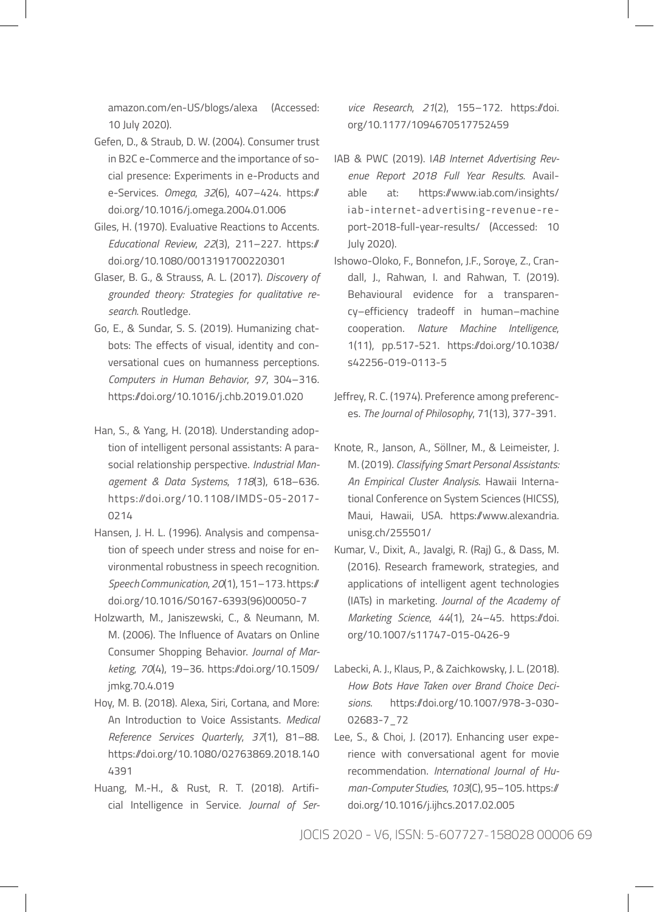amazon.com/en-US/blogs/alexa (Accessed: 10 July 2020).

Gefen, D., & Straub, D. W. (2004). Consumer trust in B2C e-Commerce and the importance of social presence: Experiments in e-Products and e-Services. *Omega*, *32*(6), 407–424. https://doi.org/10.1016/j.omega.2004.01.006

Giles, H. (1970). Evaluative Reactions to Accents. *Educational Review*, *22*(3), 211–227. https://doi.org/10.1080/0013191700220301

Glaser, B. G., & Strauss, A. L. (2017). *Discovery of grounded theory: Strategies for qualitative research*. Routledge.

Go, E., & Sundar, S. S. (2019). Humanizing chatbots: The effects of visual, identity and conversational cues on humanness perceptions. *Computers in Human Behavior*, *97*, 304–316. https://doi.org/10.1016/j.chb.2019.01.020

Han, S., & Yang, H. (2018). Understanding adoption of intelligent personal assistants: A parasocial relationship perspective. *Industrial Management & Data Systems*, *118*(3), 618–636. https://doi.org/10.1108/IMDS-05-2017-0214

Hansen, J. H. L. (1996). Analysis and compensation of speech under stress and noise for environmental robustness in speech recognition. *Speech Communication*, *20*(1), 151–173. https://doi.org/10.1016/S0167-6393(96)00050-7

Holzwarth, M., Janiszewski, C., & Neumann, M. M. (2006). The Influence of Avatars on Online Consumer Shopping Behavior. *Journal of Marketing*, *70*(4), 19–36. https://doi.org/10.1509/jmkg.70.4.019

Hoy, M. B. (2018). Alexa, Siri, Cortana, and More: An Introduction to Voice Assistants. *Medical Reference Services Quarterly*, *37*(1), 81–88. https://doi.org/10.1080/02763869.2018.1404391

Huang, M.-H., & Rust, R. T. (2018). Artificial Intelligence in Service. *Journal of Service Research*, *21*(2), 155–172. https://doi.org/10.1177/1094670517752459

IAB & PWC (2019). I*AB Internet Advertising Revenue Report 2018 Full Year Results*. Available at: https://www.iab.com/insights/iab-internet-advertising-revenue-report-2018-full-year-results/ (Accessed: 10 July 2020).

Ishowo-Oloko, F., Bonnefon, J.F., Soroye, Z., Crandall, J., Rahwan, I. and Rahwan, T. (2019). Behavioural evidence for a transparency–efficiency tradeoff in human–machine cooperation. *Nature Machine Intelligence*, 1(11), pp.517-521. https://doi.org/10.1038/s42256-019-0113-5

Jeffrey, R. C. (1974). Preference among preferences. *The Journal of Philosophy*, 71(13), 377-391.

Knote, R., Janson, A., Söllner, M., & Leimeister, J. M. (2019). *Classifying Smart Personal Assistants: An Empirical Cluster Analysis*. Hawaii International Conference on System Sciences (HICSS), Maui, Hawaii, USA. https://www.alexandria.unisg.ch/255501/

Kumar, V., Dixit, A., Javalgi, R. (Raj) G., & Dass, M. (2016). Research framework, strategies, and applications of intelligent agent technologies (IATs) in marketing. *Journal of the Academy of Marketing Science*, *44*(1), 24–45. https://doi.org/10.1007/s11747-015-0426-9

Labecki, A. J., Klaus, P., & Zaichkowsky, J. L. (2018). *How Bots Have Taken over Brand Choice Decisions*. https://doi.org/10.1007/978-3-030-02683-7_72

Lee, S., & Choi, J. (2017). Enhancing user experience with conversational agent for movie recommendation. *International Journal of Human-Computer Studies*, *103*(C), 95–105. https://doi.org/10.1016/j.ijhcs.2017.02.005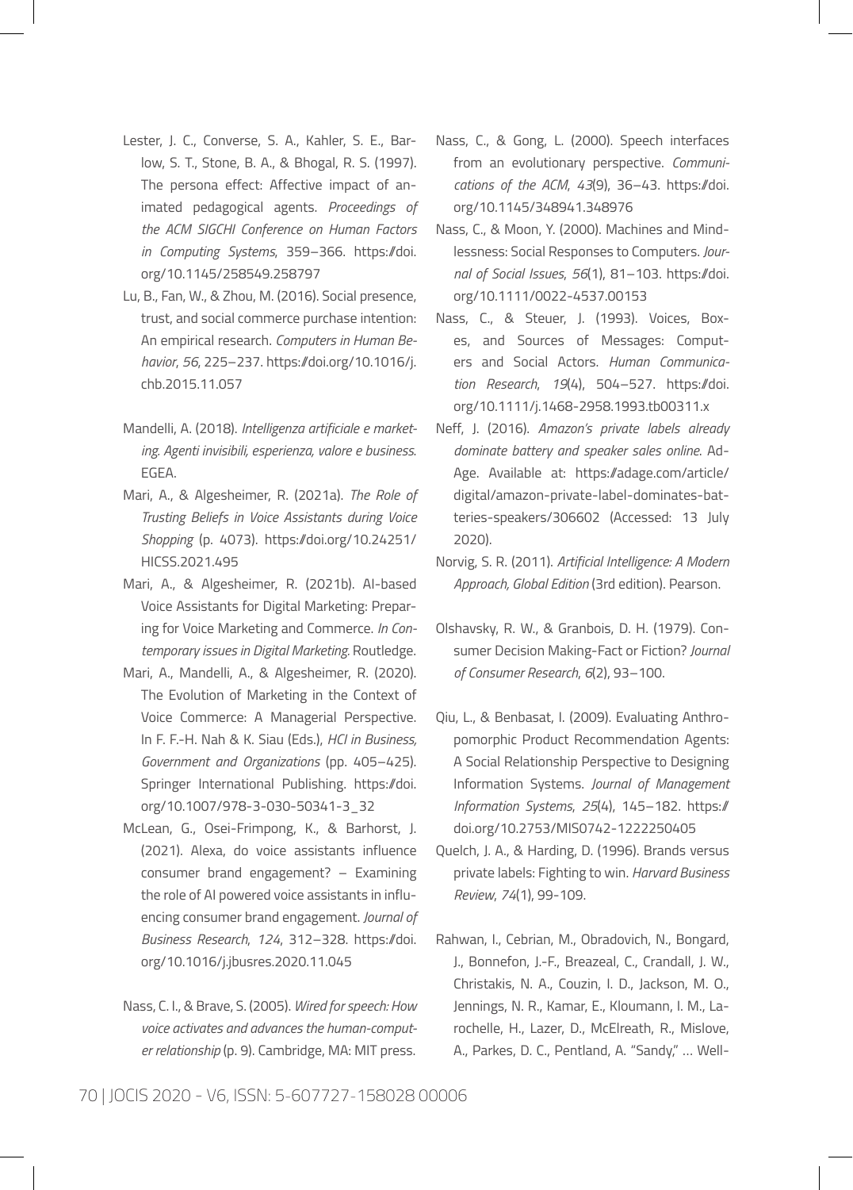Lester, J. C., Converse, S. A., Kahler, S. E., Barlow, S. T., Stone, B. A., & Bhogal, R. S. (1997). The persona effect: Affective impact of animated pedagogical agents. *Proceedings of the ACM SIGCHI Conference on Human Factors in Computing Systems*, 359–366. https://doi.org/10.1145/258549.258797

Lu, B., Fan, W., & Zhou, M. (2016). Social presence, trust, and social commerce purchase intention: An empirical research. *Computers in Human Behavior*, *56*, 225–237. https://doi.org/10.1016/j.chb.2015.11.057

Mandelli, A. (2018). *Intelligenza artificiale e marketing. Agenti invisibili, esperienza, valore e business*. EGEA.

Mari, A., & Algesheimer, R. (2021a). *The Role of Trusting Beliefs in Voice Assistants during Voice Shopping* (p. 4073). https://doi.org/10.24251/HICSS.2021.495

Mari, A., & Algesheimer, R. (2021b). AI-based Voice Assistants for Digital Marketing: Preparing for Voice Marketing and Commerce. *In Contemporary issues in Digital Marketing.* Routledge.

Mari, A., Mandelli, A., & Algesheimer, R. (2020). The Evolution of Marketing in the Context of Voice Commerce: A Managerial Perspective. In F. F.-H. Nah & K. Siau (Eds.), *HCI in Business, Government and Organizations* (pp. 405–425). Springer International Publishing. https://doi.org/10.1007/978-3-030-50341-3_32

McLean, G., Osei-Frimpong, K., & Barhorst, J. (2021). Alexa, do voice assistants influence consumer brand engagement? – Examining the role of AI powered voice assistants in influencing consumer brand engagement. *Journal of Business Research*, *124*, 312–328. https://doi.org/10.1016/j.jbusres.2020.11.045

Nass, C. I., & Brave, S. (2005). *Wired for speech: How voice activates and advances the human-computer relationship* (p. 9). Cambridge, MA: MIT press.

Nass, C., & Gong, L. (2000). Speech interfaces from an evolutionary perspective. *Communications of the ACM*, *43*(9), 36–43. https://doi.org/10.1145/348941.348976

Nass, C., & Moon, Y. (2000). Machines and Mindlessness: Social Responses to Computers. *Journal of Social Issues*, *56*(1), 81–103. https://doi.org/10.1111/0022-4537.00153

Nass, C., & Steuer, J. (1993). Voices, Boxes, and Sources of Messages: Computers and Social Actors. *Human Communication Research*, *19*(4), 504–527. https://doi.org/10.1111/j.1468-2958.1993.tb00311.x

Neff, J. (2016). *Amazon's private labels already dominate battery and speaker sales online*. AdAge. Available at: https://adage.com/article/digital/amazon-private-label-dominates-batteries-speakers/306602 (Accessed: 13 July 2020).

Norvig, S. R. (2011). *Artificial Intelligence: A Modern Approach, Global Edition* (3rd edition). Pearson.

Olshavsky, R. W., & Granbois, D. H. (1979). Consumer Decision Making-Fact or Fiction? *Journal of Consumer Research*, *6*(2), 93–100.

Qiu, L., & Benbasat, I. (2009). Evaluating Anthropomorphic Product Recommendation Agents: A Social Relationship Perspective to Designing Information Systems. *Journal of Management Information Systems*, *25*(4), 145–182. https://doi.org/10.2753/MIS0742-1222250405

Quelch, J. A., & Harding, D. (1996). Brands versus private labels: Fighting to win. *Harvard Business Review*, *74*(1), 99-109.

Rahwan, I., Cebrian, M., Obradovich, N., Bongard, J., Bonnefon, J.-F., Breazeal, C., Crandall, J. W., Christakis, N. A., Couzin, I. D., Jackson, M. O., Jennings, N. R., Kamar, E., Kloumann, I. M., Larochelle, H., Lazer, D., McElreath, R., Mislove, A., Parkes, D. C., Pentland, A. "Sandy," … Well-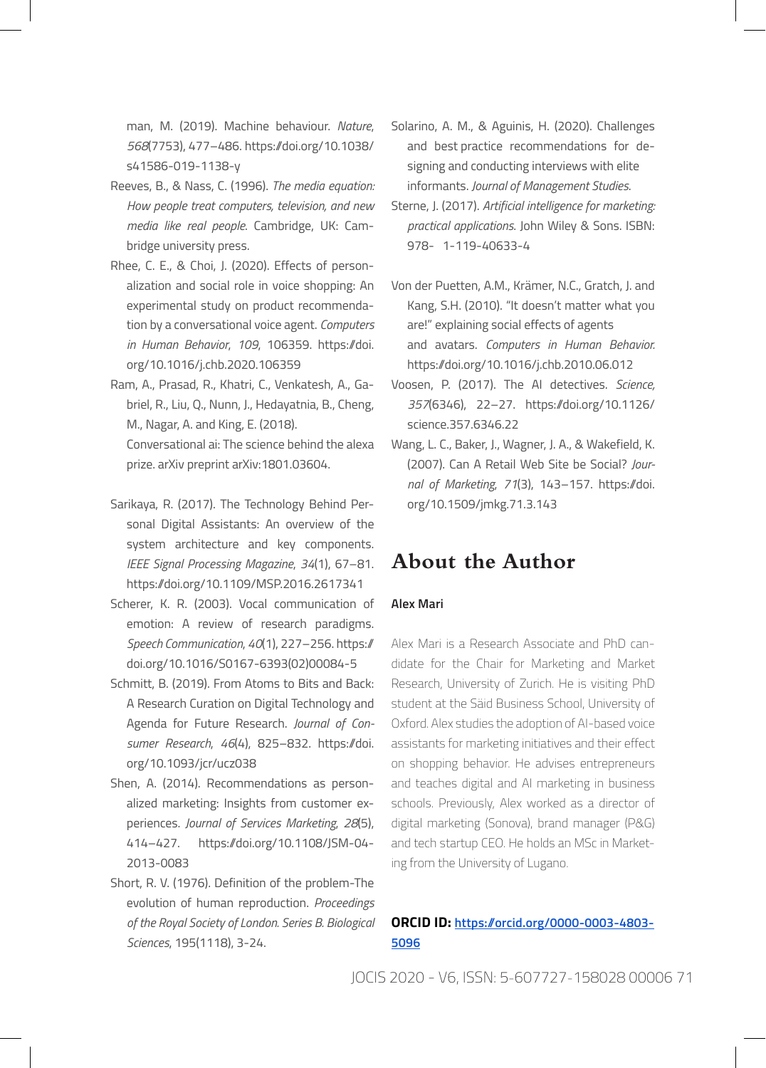man, M. (2019). Machine behaviour. *Nature, 568*(7753), 477–486. https://doi.org/10.1038/s41586-019-1138-y

Reeves, B., & Nass, C. (1996). *The media equation: How people treat computers, television, and new media like real people*. Cambridge, UK: Cambridge university press.

Rhee, C. E., & Choi, J. (2020). Effects of personalization and social role in voice shopping: An experimental study on product recommendation by a conversational voice agent. *Computers in Human Behavior*, *109*, 106359. https://doi.org/10.1016/j.chb.2020.106359

Ram, A., Prasad, R., Khatri, C., Venkatesh, A., Gabriel, R., Liu, Q., Nunn, J., Hedayatnia, B., Cheng, M., Nagar, A. and King, E. (2018). Conversational ai: The science behind the alexa prize. arXiv preprint arXiv:1801.03604.

Sarikaya, R. (2017). The Technology Behind Personal Digital Assistants: An overview of the system architecture and key components. *IEEE Signal Processing Magazine*, *34*(1), 67–81. https://doi.org/10.1109/MSP.2016.2617341

Scherer, K. R. (2003). Vocal communication of emotion: A review of research paradigms. *Speech Communication*, *40*(1), 227–256. https://doi.org/10.1016/S0167-6393(02)00084-5

Schmitt, B. (2019). From Atoms to Bits and Back: A Research Curation on Digital Technology and Agenda for Future Research. *Journal of Consumer Research*, *46*(4), 825–832. https://doi.org/10.1093/jcr/ucz038

Shen, A. (2014). Recommendations as personalized marketing: Insights from customer experiences. *Journal of Services Marketing*, *28*(5), 414–427. https://doi.org/10.1108/JSM-04-2013-0083

Short, R. V. (1976). Definition of the problem-The evolution of human reproduction. *Proceedings of the Royal Society of London. Series B. Biological Sciences*, 195(1118), 3-24.

Solarino, A. M., & Aguinis, H. (2020). Challenges and best practice recommendations for designing and conducting interviews with elite informants. *Journal of Management Studies*.

Sterne, J. (2017). *Artificial intelligence for marketing: practical applications*. John Wiley & Sons. ISBN: 978- 1-119-40633-4

Von der Puetten, A.M., Krämer, N.C., Gratch, J. and Kang, S.H. (2010). "It doesn't matter what you are!" explaining social effects of agents and avatars. *Computers in Human Behavior.* https://doi.org/10.1016/j.chb.2010.06.012

Voosen, P. (2017). The AI detectives. *Science, 357*(6346), 22–27. https://doi.org/10.1126/science.357.6346.22

Wang, L. C., Baker, J., Wagner, J. A., & Wakefield, K. (2007). Can A Retail Web Site be Social? *Journal of Marketing*, *71*(3), 143–157. https://doi.org/10.1509/jmkg.71.3.143

## About the Author

**Alex Mari**

Alex Mari is a Research Associate and PhD candidate for the Chair for Marketing and Market Research, University of Zurich. He is visiting PhD student at the Säid Business School, University of Oxford. Alex studies the adoption of AI-based voice assistants for marketing initiatives and their effect on shopping behavior. He advises entrepreneurs and teaches digital and AI marketing in business schools. Previously, Alex worked as a director of digital marketing (Sonova), brand manager (P&G) and tech startup CEO. He holds an MSc in Marketing from the University of Lugano.

**ORCID ID:** https://orcid.org/0000-0003-4803-5096